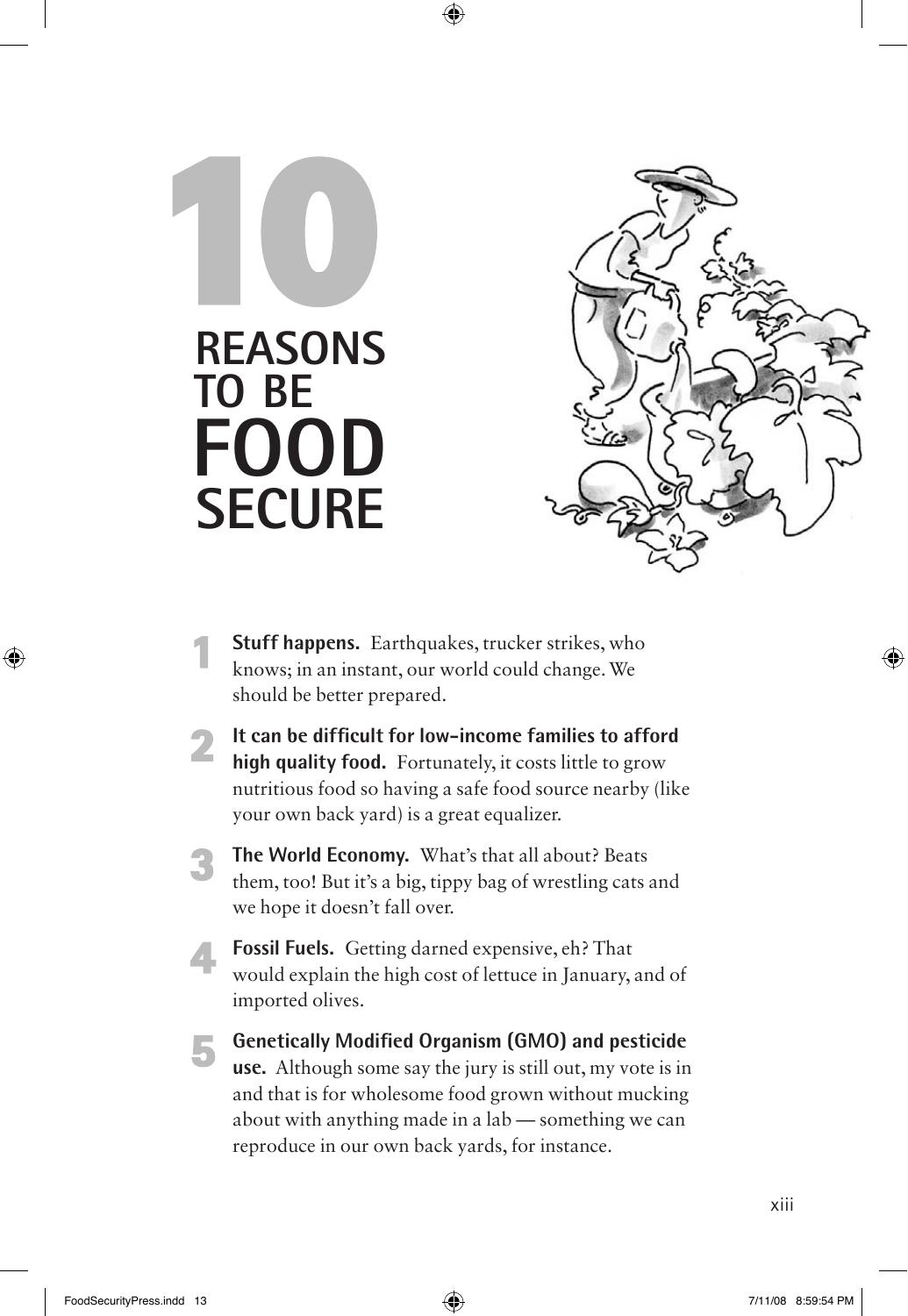# 10 REASONS TO BE FOOD SECURE

1. **Stuff happens.** Earthquakes, trucker strikes, who knows; in an instant, our world could change. We should be better prepared.

2. **It can be difficult for low-income families to afford high quality food.** Fortunately, it costs little to grow nutritious food so having a safe food source nearby (like your own back yard) is a great equalizer.

3. **The World Economy.** What's that all about? Beats them, too! But it's a big, tippy bag of wrestling cats and we hope it doesn't fall over.

4. **Fossil Fuels.** Getting darned expensive, eh? That would explain the high cost of lettuce in January, and of imported olives.

5. **Genetically Modified Organism (GMO) and pesticide use.** Although some say the jury is still out, my vote is in and that is for wholesome food grown without mucking about with anything made in a lab — something we can reproduce in our own back yards, for instance.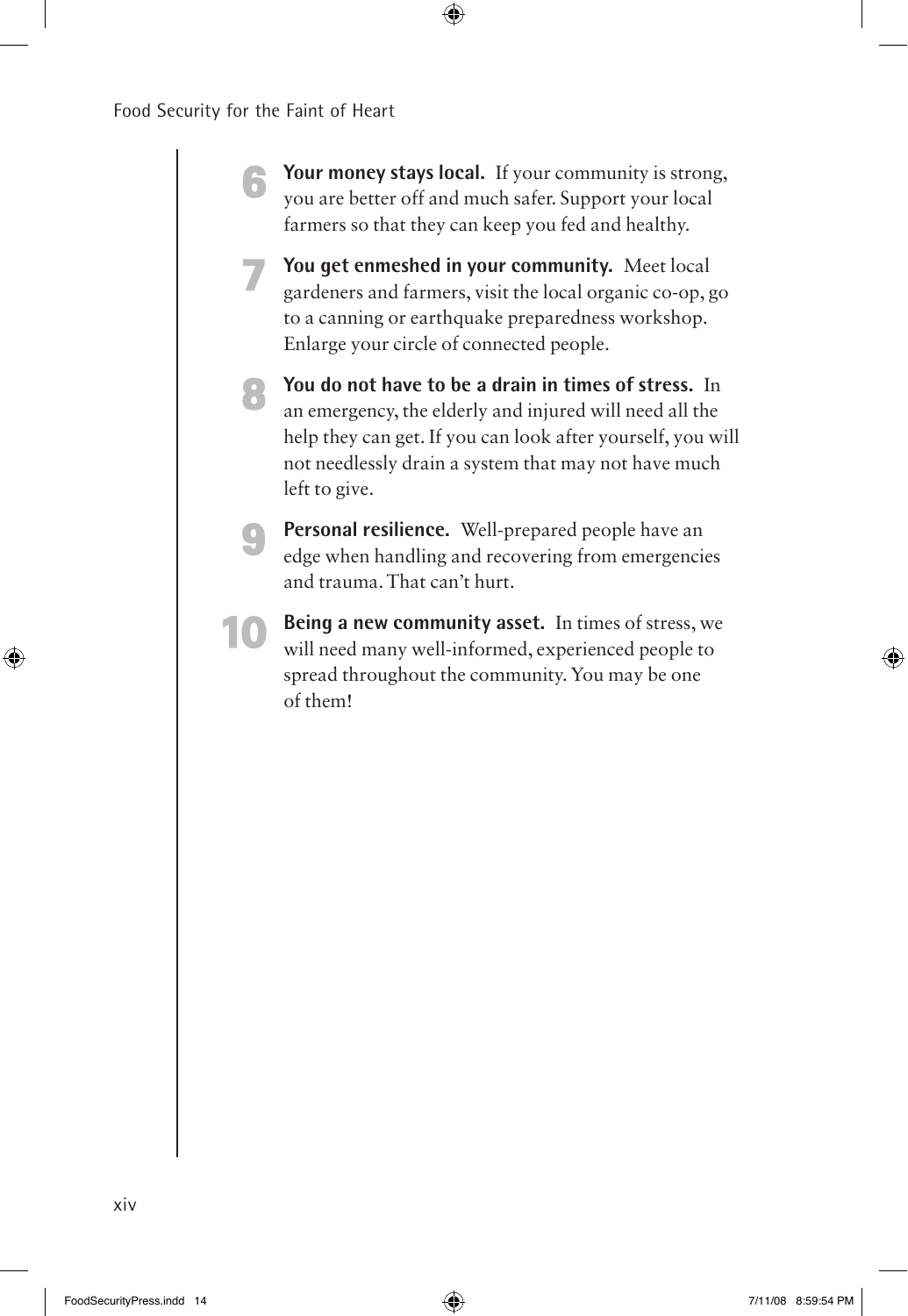6. **Your money stays local.** If your community is strong, you are better off and much safer. Support your local farmers so that they can keep you fed and healthy.

7. **You get enmeshed in your community.** Meet local gardeners and farmers, visit the local organic co-op, go to a canning or earthquake preparedness workshop. Enlarge your circle of connected people.

8. **You do not have to be a drain in times of stress.** In an emergency, the elderly and injured will need all the help they can get. If you can look after yourself, you will not needlessly drain a system that may not have much left to give.

9. **Personal resilience.** Well-prepared people have an edge when handling and recovering from emergencies and trauma. That can't hurt.

10. **Being a new community asset.** In times of stress, we will need many well-informed, experienced people to spread throughout the community. You may be one of them!